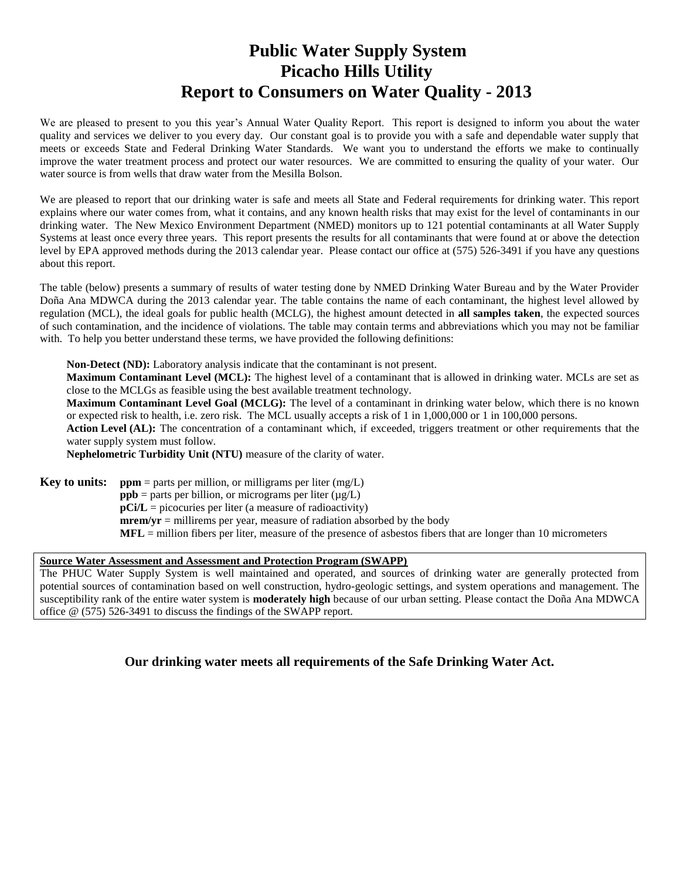# Public Water Supply System
# Picacho Hills Utility
# Report to Consumers on Water Quality - 2013

We are pleased to present to you this year's Annual Water Quality Report. This report is designed to inform you about the water quality and services we deliver to you every day. Our constant goal is to provide you with a safe and dependable water supply that meets or exceeds State and Federal Drinking Water Standards. We want you to understand the efforts we make to continually improve the water treatment process and protect our water resources. We are committed to ensuring the quality of your water. Our water source is from wells that draw water from the Mesilla Bolson.

We are pleased to report that our drinking water is safe and meets all State and Federal requirements for drinking water. This report explains where our water comes from, what it contains, and any known health risks that may exist for the level of contaminants in our drinking water. The New Mexico Environment Department (NMED) monitors up to 121 potential contaminants at all Water Supply Systems at least once every three years. This report presents the results for all contaminants that were found at or above the detection level by EPA approved methods during the 2013 calendar year. Please contact our office at (575) 526-3491 if you have any questions about this report.

The table (below) presents a summary of results of water testing done by NMED Drinking Water Bureau and by the Water Provider Doña Ana MDWCA during the 2013 calendar year. The table contains the name of each contaminant, the highest level allowed by regulation (MCL), the ideal goals for public health (MCLG), the highest amount detected in **all samples taken**, the expected sources of such contamination, and the incidence of violations. The table may contain terms and abbreviations which you may not be familiar with. To help you better understand these terms, we have provided the following definitions:

**Non-Detect (ND):** Laboratory analysis indicate that the contaminant is not present.
**Maximum Contaminant Level (MCL):** The highest level of a contaminant that is allowed in drinking water. MCLs are set as close to the MCLGs as feasible using the best available treatment technology.
**Maximum Contaminant Level Goal (MCLG):** The level of a contaminant in drinking water below, which there is no known or expected risk to health, i.e. zero risk. The MCL usually accepts a risk of 1 in 1,000,000 or 1 in 100,000 persons.
**Action Level (AL):** The concentration of a contaminant which, if exceeded, triggers treatment or other requirements that the water supply system must follow.
**Nephelometric Turbidity Unit (NTU)** measure of the clarity of water.

**Key to units:** **ppm** = parts per million, or milligrams per liter (mg/L)
**ppb** = parts per billion, or micrograms per liter (µg/L)
**pCi/L** = picocuries per liter (a measure of radioactivity)
**mrem/yr** = millirems per year, measure of radiation absorbed by the body
**MFL** = million fibers per liter, measure of the presence of asbestos fibers that are longer than 10 micrometers

**Source Water Assessment and Assessment and Protection Program (SWAPP)**
The PHUC Water Supply System is well maintained and operated, and sources of drinking water are generally protected from potential sources of contamination based on well construction, hydro-geologic settings, and system operations and management. The susceptibility rank of the entire water system is **moderately high** because of our urban setting. Please contact the Doña Ana MDWCA office @ (575) 526-3491 to discuss the findings of the SWAPP report.

**Our drinking water meets all requirements of the Safe Drinking Water Act.**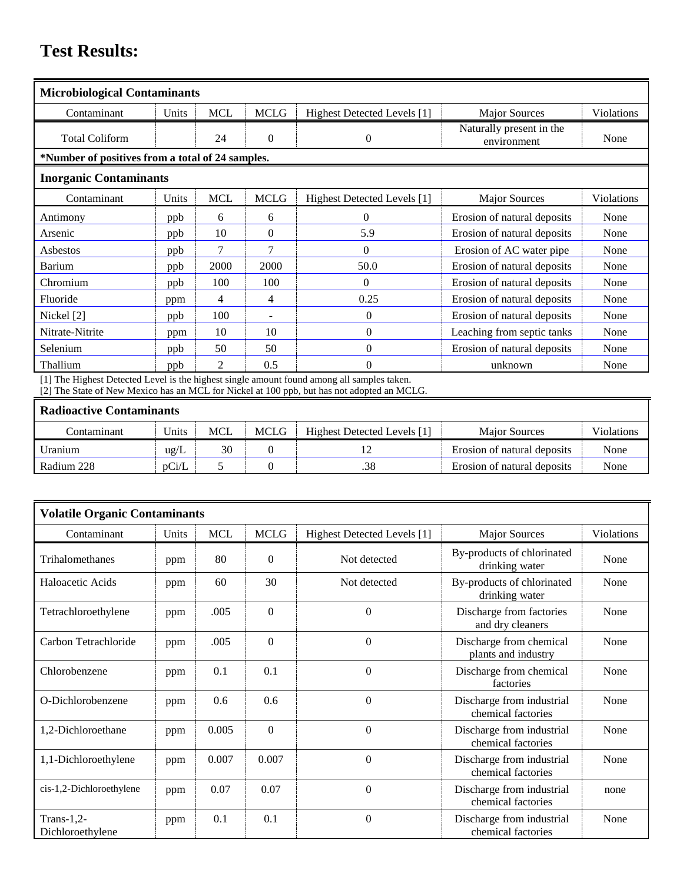# Test Results:

| Microbiological Contaminants | | | | | | |
|---|---|---|---|---|---|---|
| Contaminant | Units | MCL | MCLG | Highest Detected Levels [1] | Major Sources | Violations |
| Total Coliform | | 24 | 0 | 0 | Naturally present in the environment | None |
| *Number of positives from a total of 24 samples. | | | | | | |

| Inorganic Contaminants | | | | | | |
|---|---|---|---|---|---|---|
| Contaminant | Units | MCL | MCLG | Highest Detected Levels [1] | Major Sources | Violations |
| Antimony | ppb | 6 | 6 | 0 | Erosion of natural deposits | None |
| Arsenic | ppb | 10 | 0 | 5.9 | Erosion of natural deposits | None |
| Asbestos | ppb | 7 | 7 | 0 | Erosion of AC water pipe | None |
| Barium | ppb | 2000 | 2000 | 50.0 | Erosion of natural deposits | None |
| Chromium | ppb | 100 | 100 | 0 | Erosion of natural deposits | None |
| Fluoride | ppm | 4 | 4 | 0.25 | Erosion of natural deposits | None |
| Nickel [2] | ppb | 100 | - | 0 | Erosion of natural deposits | None |
| Nitrate-Nitrite | ppm | 10 | 10 | 0 | Leaching from septic tanks | None |
| Selenium | ppb | 50 | 50 | 0 | Erosion of natural deposits | None |
| Thallium | ppb | 2 | 0.5 | 0 | unknown | None |

[1] The Highest Detected Level is the highest single amount found among all samples taken.
[2] The State of New Mexico has an MCL for Nickel at 100 ppb, but has not adopted an MCLG.

| Radioactive Contaminants | | | | | | |
|---|---|---|---|---|---|---|
| Contaminant | Units | MCL | MCLG | Highest Detected Levels [1] | Major Sources | Violations |
| Uranium | ug/L | 30 | 0 | 12 | Erosion of natural deposits | None |
| Radium 228 | pCi/L | 5 | 0 | .38 | Erosion of natural deposits | None |

| Volatile Organic Contaminants | | | | | | |
|---|---|---|---|---|---|---|
| Contaminant | Units | MCL | MCLG | Highest Detected Levels [1] | Major Sources | Violations |
| Trihalomethanes | ppm | 80 | 0 | Not detected | By-products of chlorinated drinking water | None |
| Haloacetic Acids | ppm | 60 | 30 | Not detected | By-products of chlorinated drinking water | None |
| Tetrachloroethylene | ppm | .005 | 0 | 0 | Discharge from factories and dry cleaners | None |
| Carbon Tetrachloride | ppm | .005 | 0 | 0 | Discharge from chemical plants and industry | None |
| Chlorobenzene | ppm | 0.1 | 0.1 | 0 | Discharge from chemical factories | None |
| O-Dichlorobenzene | ppm | 0.6 | 0.6 | 0 | Discharge from industrial chemical factories | None |
| 1,2-Dichloroethane | ppm | 0.005 | 0 | 0 | Discharge from industrial chemical factories | None |
| 1,1-Dichloroethylene | ppm | 0.007 | 0.007 | 0 | Discharge from industrial chemical factories | None |
| cis-1,2-Dichloroethylene | ppm | 0.07 | 0.07 | 0 | Discharge from industrial chemical factories | none |
| Trans-1,2-Dichloroethylene | ppm | 0.1 | 0.1 | 0 | Discharge from industrial chemical factories | None |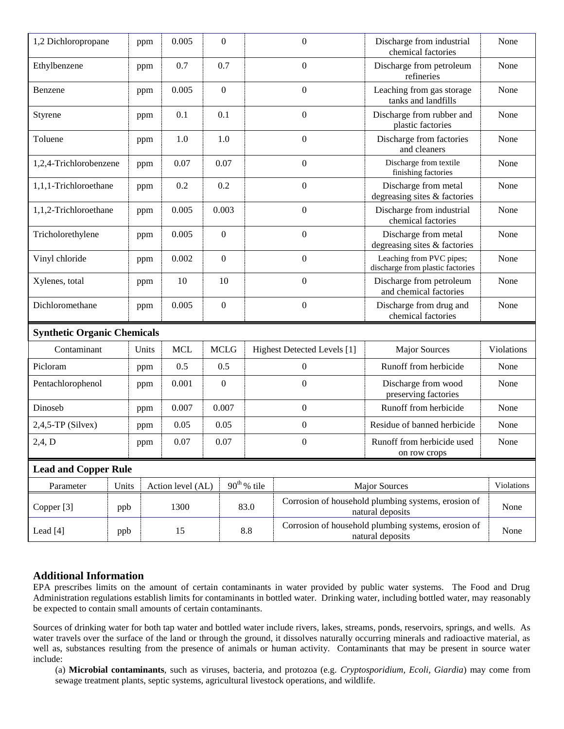| 1,2 Dichloropropane | ppm | 0.005 | 0 | 0 | Discharge from industrial chemical factories | None |
|---|---|---|---|---|---|---|
| Ethylbenzene | ppm | 0.7 | 0.7 | 0 | Discharge from petroleum refineries | None |
| Benzene | ppm | 0.005 | 0 | 0 | Leaching from gas storage tanks and landfills | None |
| Styrene | ppm | 0.1 | 0.1 | 0 | Discharge from rubber and plastic factories | None |
| Toluene | ppm | 1.0 | 1.0 | 0 | Discharge from factories and cleaners | None |
| 1,2,4-Trichlorobenzene | ppm | 0.07 | 0.07 | 0 | Discharge from textile finishing factories | None |
| 1,1,1-Trichloroethane | ppm | 0.2 | 0.2 | 0 | Discharge from metal degreasing sites & factories | None |
| 1,1,2-Trichloroethane | ppm | 0.005 | 0.003 | 0 | Discharge from industrial chemical factories | None |
| Tricholorethylene | ppm | 0.005 | 0 | 0 | Discharge from metal degreasing sites & factories | None |
| Vinyl chloride | ppm | 0.002 | 0 | 0 | Leaching from PVC pipes; discharge from plastic factories | None |
| Xylenes, total | ppm | 10 | 10 | 0 | Discharge from petroleum and chemical factories | None |
| Dichloromethane | ppm | 0.005 | 0 | 0 | Discharge from drug and chemical factories | None |

**Synthetic Organic Chemicals**

| Contaminant | Units | MCL | MCLG | Highest Detected Levels [1] | Major Sources | Violations |
|---|---|---|---|---|---|---|
| Picloram | ppm | 0.5 | 0.5 | 0 | Runoff from herbicide | None |
| Pentachlorophenol | ppm | 0.001 | 0 | 0 | Discharge from wood preserving factories | None |
| Dinoseb | ppm | 0.007 | 0.007 | 0 | Runoff from herbicide | None |
| 2,4,5-TP (Silvex) | ppm | 0.05 | 0.05 | 0 | Residue of banned herbicide | None |
| 2,4, D | ppm | 0.07 | 0.07 | 0 | Runoff from herbicide used on row crops | None |

**Lead and Copper Rule**

| Parameter | Units | Action level (AL) | $90^{th}$ % tile | Major Sources | Violations |
|---|---|---|---|---|---|
| Copper [3] | ppb | 1300 | 83.0 | Corrosion of household plumbing systems, erosion of natural deposits | None |
| Lead [4] | ppb | 15 | 8.8 | Corrosion of household plumbing systems, erosion of natural deposits | None |

## Additional Information

EPA prescribes limits on the amount of certain contaminants in water provided by public water systems. The Food and Drug Administration regulations establish limits for contaminants in bottled water. Drinking water, including bottled water, may reasonably be expected to contain small amounts of certain contaminants.

Sources of drinking water for both tap water and bottled water include rivers, lakes, streams, ponds, reservoirs, springs, and wells. As water travels over the surface of the land or through the ground, it dissolves naturally occurring minerals and radioactive material, as well as, substances resulting from the presence of animals or human activity. Contaminants that may be present in source water include:

(a) **Microbial contaminants**, such as viruses, bacteria, and protozoa (e.g. *Cryptosporidium, Ecoli, Giardia*) may come from sewage treatment plants, septic systems, agricultural livestock operations, and wildlife.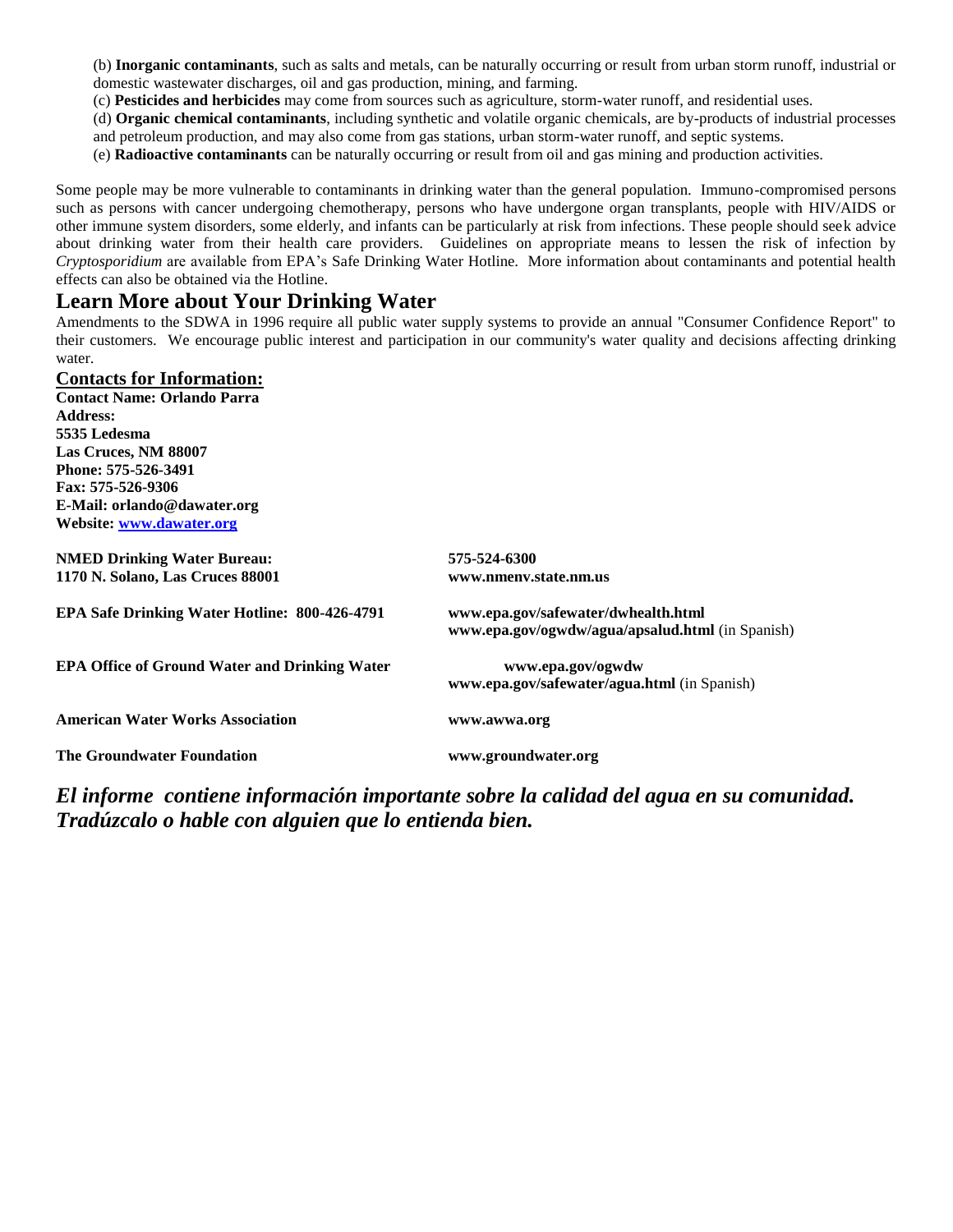(b) **Inorganic contaminants**, such as salts and metals, can be naturally occurring or result from urban storm runoff, industrial or domestic wastewater discharges, oil and gas production, mining, and farming.

(c) **Pesticides and herbicides** may come from sources such as agriculture, storm-water runoff, and residential uses.

(d) **Organic chemical contaminants**, including synthetic and volatile organic chemicals, are by-products of industrial processes and petroleum production, and may also come from gas stations, urban storm-water runoff, and septic systems.

(e) **Radioactive contaminants** can be naturally occurring or result from oil and gas mining and production activities.

Some people may be more vulnerable to contaminants in drinking water than the general population. Immuno-compromised persons such as persons with cancer undergoing chemotherapy, persons who have undergone organ transplants, people with HIV/AIDS or other immune system disorders, some elderly, and infants can be particularly at risk from infections. These people should seek advice about drinking water from their health care providers. Guidelines on appropriate means to lessen the risk of infection by *Cryptosporidium* are available from EPA's Safe Drinking Water Hotline. More information about contaminants and potential health effects can also be obtained via the Hotline.

## Learn More about Your Drinking Water

Amendments to the SDWA in 1996 require all public water supply systems to provide an annual "Consumer Confidence Report" to their customers. We encourage public interest and participation in our community's water quality and decisions affecting drinking water.

**Contacts for Information:**

**Contact Name: Orlando Parra**
**Address:**
**5535 Ledesma**
**Las Cruces, NM 88007**
**Phone: 575-526-3491**
**Fax: 575-526-9306**
**E-Mail: orlando@dawater.org**
**Website: www.dawater.org**

| | |
|---|---|
| **NMED Drinking Water Bureau:**<br>**1170 N. Solano, Las Cruces 88001** | **575-524-6300**<br>**www.nmenv.state.nm.us** |
| **EPA Safe Drinking Water Hotline: 800-426-4791** | **www.epa.gov/safewater/dwhealth.html**<br>**www.epa.gov/ogwdw/agua/apsalud.html** (in Spanish) |
| **EPA Office of Ground Water and Drinking Water** | **www.epa.gov/ogwdw**<br>**www.epa.gov/safewater/agua.html** (in Spanish) |
| **American Water Works Association** | **www.awwa.org** |
| **The Groundwater Foundation** | **www.groundwater.org** |

***El informe contiene información importante sobre la calidad del agua en su comunidad. Tradúzcalo o hable con alguien que lo entienda bien.***